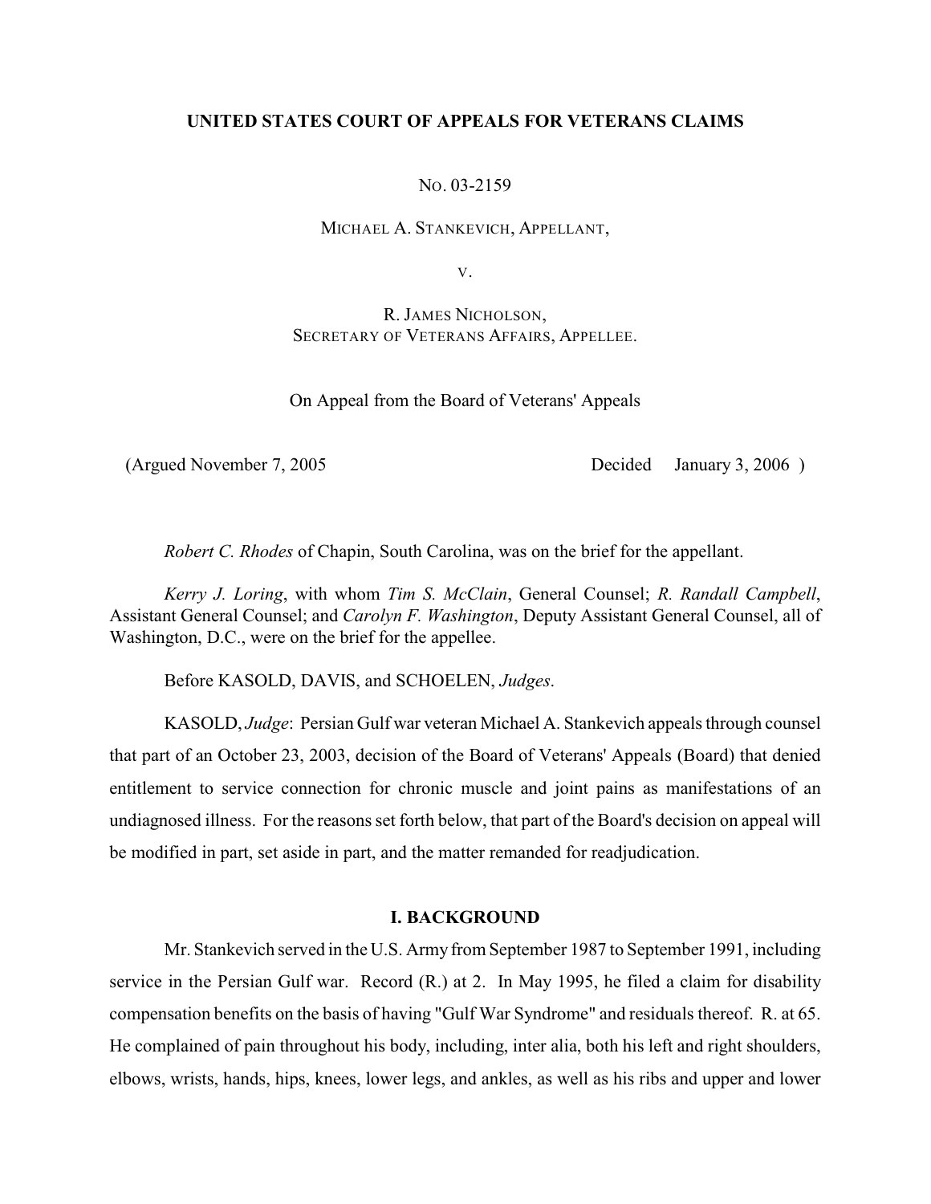**UNITED STATES COURT OF APPEALS FOR VETERANS CLAIMS**

NO. 03-2159

MICHAEL A. STANKEVICH, APPELLANT,

V.

R. JAMES NICHOLSON,
SECRETARY OF VETERANS AFFAIRS, APPELLEE.

On Appeal from the Board of Veterans' Appeals

(Argued November 7, 2005 Decided January 3, 2006 )

*Robert C. Rhodes* of Chapin, South Carolina, was on the brief for the appellant.

*Kerry J. Loring*, with whom *Tim S. McClain*, General Counsel; *R. Randall Campbell*, Assistant General Counsel; and *Carolyn F. Washington*, Deputy Assistant General Counsel, all of Washington, D.C., were on the brief for the appellee.

Before KASOLD, DAVIS, and SCHOELEN, *Judges*.

KASOLD, *Judge*: Persian Gulf war veteran Michael A. Stankevich appeals through counsel that part of an October 23, 2003, decision of the Board of Veterans' Appeals (Board) that denied entitlement to service connection for chronic muscle and joint pains as manifestations of an undiagnosed illness. For the reasons set forth below, that part of the Board's decision on appeal will be modified in part, set aside in part, and the matter remanded for readjudication.

**I. BACKGROUND**

Mr. Stankevich served in the U.S. Army from September 1987 to September 1991, including service in the Persian Gulf war. Record (R.) at 2. In May 1995, he filed a claim for disability compensation benefits on the basis of having "Gulf War Syndrome" and residuals thereof. R. at 65. He complained of pain throughout his body, including, inter alia, both his left and right shoulders, elbows, wrists, hands, hips, knees, lower legs, and ankles, as well as his ribs and upper and lower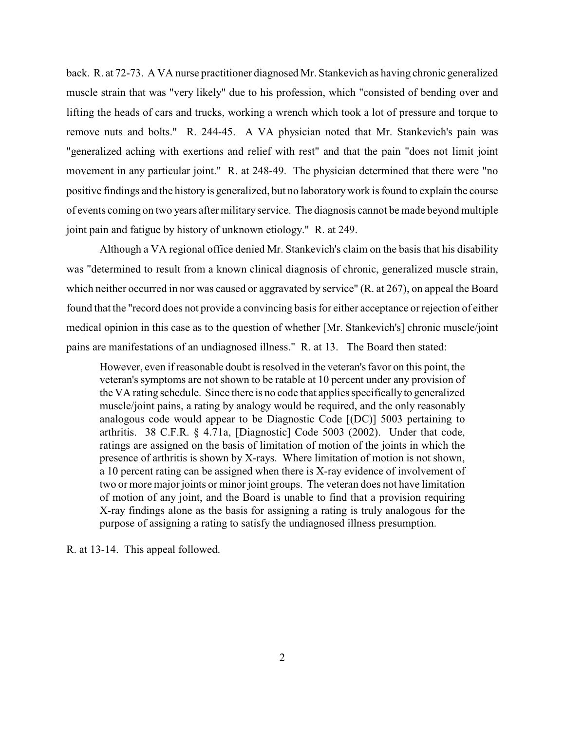back. R. at 72-73. A VA nurse practitioner diagnosed Mr. Stankevich as having chronic generalized muscle strain that was "very likely" due to his profession, which "consisted of bending over and lifting the heads of cars and trucks, working a wrench which took a lot of pressure and torque to remove nuts and bolts." R. 244-45. A VA physician noted that Mr. Stankevich's pain was "generalized aching with exertions and relief with rest" and that the pain "does not limit joint movement in any particular joint." R. at 248-49. The physician determined that there were "no positive findings and the history is generalized, but no laboratory work is found to explain the course of events coming on two years after military service. The diagnosis cannot be made beyond multiple joint pain and fatigue by history of unknown etiology." R. at 249.

Although a VA regional office denied Mr. Stankevich's claim on the basis that his disability was "determined to result from a known clinical diagnosis of chronic, generalized muscle strain, which neither occurred in nor was caused or aggravated by service" (R. at 267), on appeal the Board found that the "record does not provide a convincing basis for either acceptance or rejection of either medical opinion in this case as to the question of whether [Mr. Stankevich's] chronic muscle/joint pains are manifestations of an undiagnosed illness." R. at 13. The Board then stated:

> However, even if reasonable doubt is resolved in the veteran's favor on this point, the veteran's symptoms are not shown to be ratable at 10 percent under any provision of the VA rating schedule. Since there is no code that applies specifically to generalized muscle/joint pains, a rating by analogy would be required, and the only reasonably analogous code would appear to be Diagnostic Code [(DC)] 5003 pertaining to arthritis. 38 C.F.R. § 4.71a, [Diagnostic] Code 5003 (2002). Under that code, ratings are assigned on the basis of limitation of motion of the joints in which the presence of arthritis is shown by X-rays. Where limitation of motion is not shown, a 10 percent rating can be assigned when there is X-ray evidence of involvement of two or more major joints or minor joint groups. The veteran does not have limitation of motion of any joint, and the Board is unable to find that a provision requiring X-ray findings alone as the basis for assigning a rating is truly analogous for the purpose of assigning a rating to satisfy the undiagnosed illness presumption.

R. at 13-14. This appeal followed.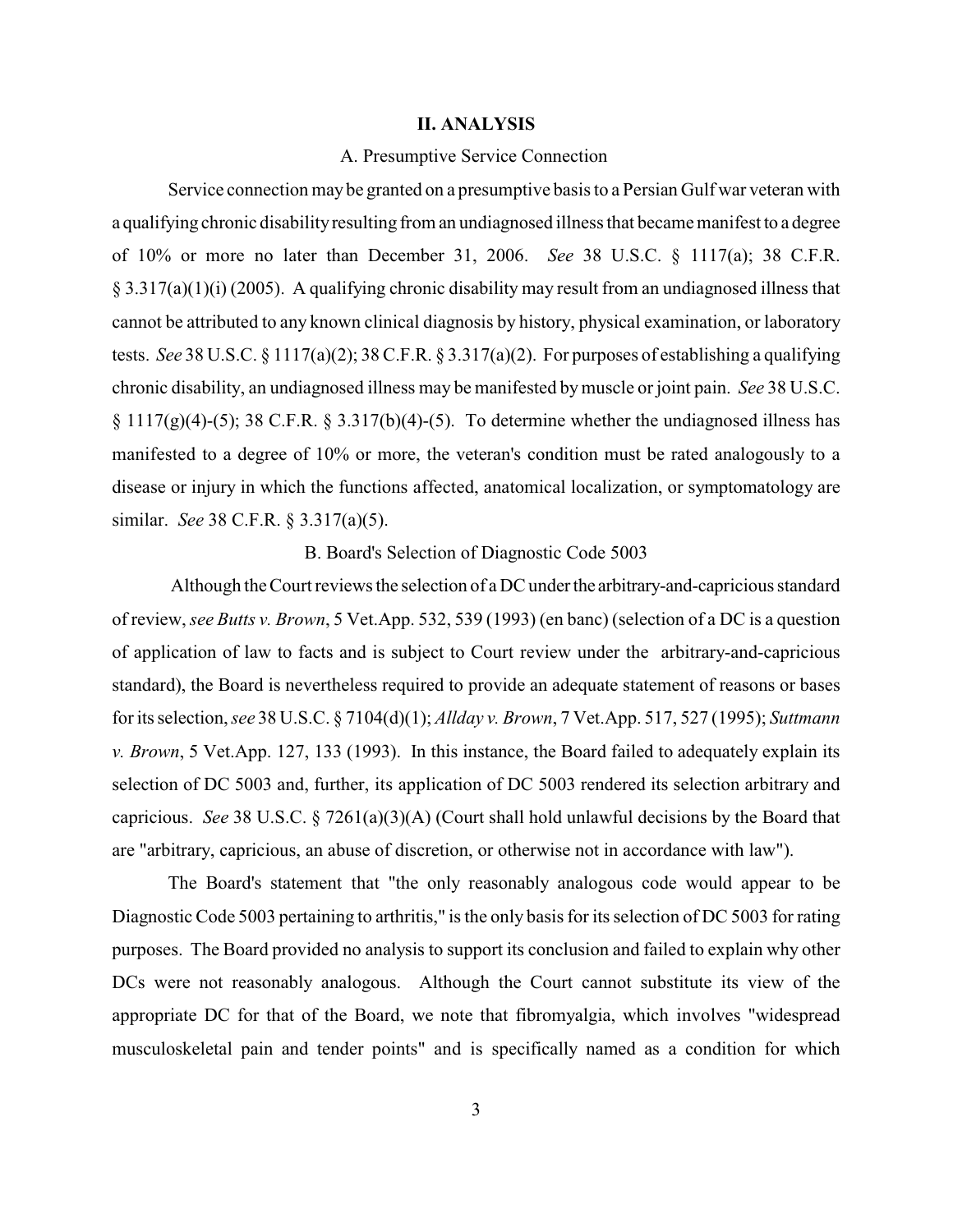## II. ANALYSIS

### A. Presumptive Service Connection

Service connection may be granted on a presumptive basis to a Persian Gulf war veteran with a qualifying chronic disability resulting from an undiagnosed illness that became manifest to a degree of 10% or more no later than December 31, 2006. *See* 38 U.S.C. § 1117(a); 38 C.F.R. § 3.317(a)(1)(i) (2005). A qualifying chronic disability may result from an undiagnosed illness that cannot be attributed to any known clinical diagnosis by history, physical examination, or laboratory tests. *See* 38 U.S.C. § 1117(a)(2); 38 C.F.R. § 3.317(a)(2). For purposes of establishing a qualifying chronic disability, an undiagnosed illness may be manifested by muscle or joint pain. *See* 38 U.S.C. § 1117(g)(4)-(5); 38 C.F.R. § 3.317(b)(4)-(5). To determine whether the undiagnosed illness has manifested to a degree of 10% or more, the veteran's condition must be rated analogously to a disease or injury in which the functions affected, anatomical localization, or symptomatology are similar. *See* 38 C.F.R. § 3.317(a)(5).

### B. Board's Selection of Diagnostic Code 5003

Although the Court reviews the selection of a DC under the arbitrary-and-capricious standard of review, *see Butts v. Brown*, 5 Vet.App. 532, 539 (1993) (en banc) (selection of a DC is a question of application of law to facts and is subject to Court review under the arbitrary-and-capricious standard), the Board is nevertheless required to provide an adequate statement of reasons or bases for its selection, *see* 38 U.S.C. § 7104(d)(1); *Allday v. Brown*, 7 Vet.App. 517, 527 (1995); *Suttmann v. Brown*, 5 Vet.App. 127, 133 (1993). In this instance, the Board failed to adequately explain its selection of DC 5003 and, further, its application of DC 5003 rendered its selection arbitrary and capricious. *See* 38 U.S.C. § 7261(a)(3)(A) (Court shall hold unlawful decisions by the Board that are "arbitrary, capricious, an abuse of discretion, or otherwise not in accordance with law").

The Board's statement that "the only reasonably analogous code would appear to be Diagnostic Code 5003 pertaining to arthritis," is the only basis for its selection of DC 5003 for rating purposes. The Board provided no analysis to support its conclusion and failed to explain why other DCs were not reasonably analogous. Although the Court cannot substitute its view of the appropriate DC for that of the Board, we note that fibromyalgia, which involves "widespread musculoskeletal pain and tender points" and is specifically named as a condition for which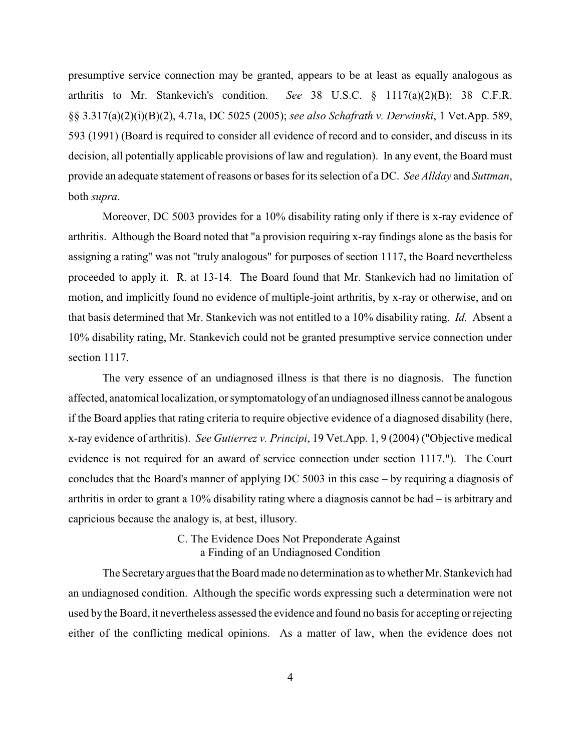presumptive service connection may be granted, appears to be at least as equally analogous as arthritis to Mr. Stankevich's condition. *See* 38 U.S.C. § 1117(a)(2)(B); 38 C.F.R. §§ 3.317(a)(2)(i)(B)(2), 4.71a, DC 5025 (2005); *see also Schafrath v. Derwinski*, 1 Vet.App. 589, 593 (1991) (Board is required to consider all evidence of record and to consider, and discuss in its decision, all potentially applicable provisions of law and regulation). In any event, the Board must provide an adequate statement of reasons or bases for its selection of a DC. *See Allday* and *Suttman*, both *supra*.

Moreover, DC 5003 provides for a 10% disability rating only if there is x-ray evidence of arthritis. Although the Board noted that "a provision requiring x-ray findings alone as the basis for assigning a rating" was not "truly analogous" for purposes of section 1117, the Board nevertheless proceeded to apply it. R. at 13-14. The Board found that Mr. Stankevich had no limitation of motion, and implicitly found no evidence of multiple-joint arthritis, by x-ray or otherwise, and on that basis determined that Mr. Stankevich was not entitled to a 10% disability rating. *Id.* Absent a 10% disability rating, Mr. Stankevich could not be granted presumptive service connection under section 1117.

The very essence of an undiagnosed illness is that there is no diagnosis. The function affected, anatomical localization, or symptomatology of an undiagnosed illness cannot be analogous if the Board applies that rating criteria to require objective evidence of a diagnosed disability (here, x-ray evidence of arthritis). *See Gutierrez v. Principi*, 19 Vet.App. 1, 9 (2004) ("Objective medical evidence is not required for an award of service connection under section 1117."). The Court concludes that the Board's manner of applying DC 5003 in this case – by requiring a diagnosis of arthritis in order to grant a 10% disability rating where a diagnosis cannot be had – is arbitrary and capricious because the analogy is, at best, illusory.

### C. The Evidence Does Not Preponderate Against a Finding of an Undiagnosed Condition

The Secretary argues that the Board made no determination as to whether Mr. Stankevich had an undiagnosed condition. Although the specific words expressing such a determination were not used by the Board, it nevertheless assessed the evidence and found no basis for accepting or rejecting either of the conflicting medical opinions. As a matter of law, when the evidence does not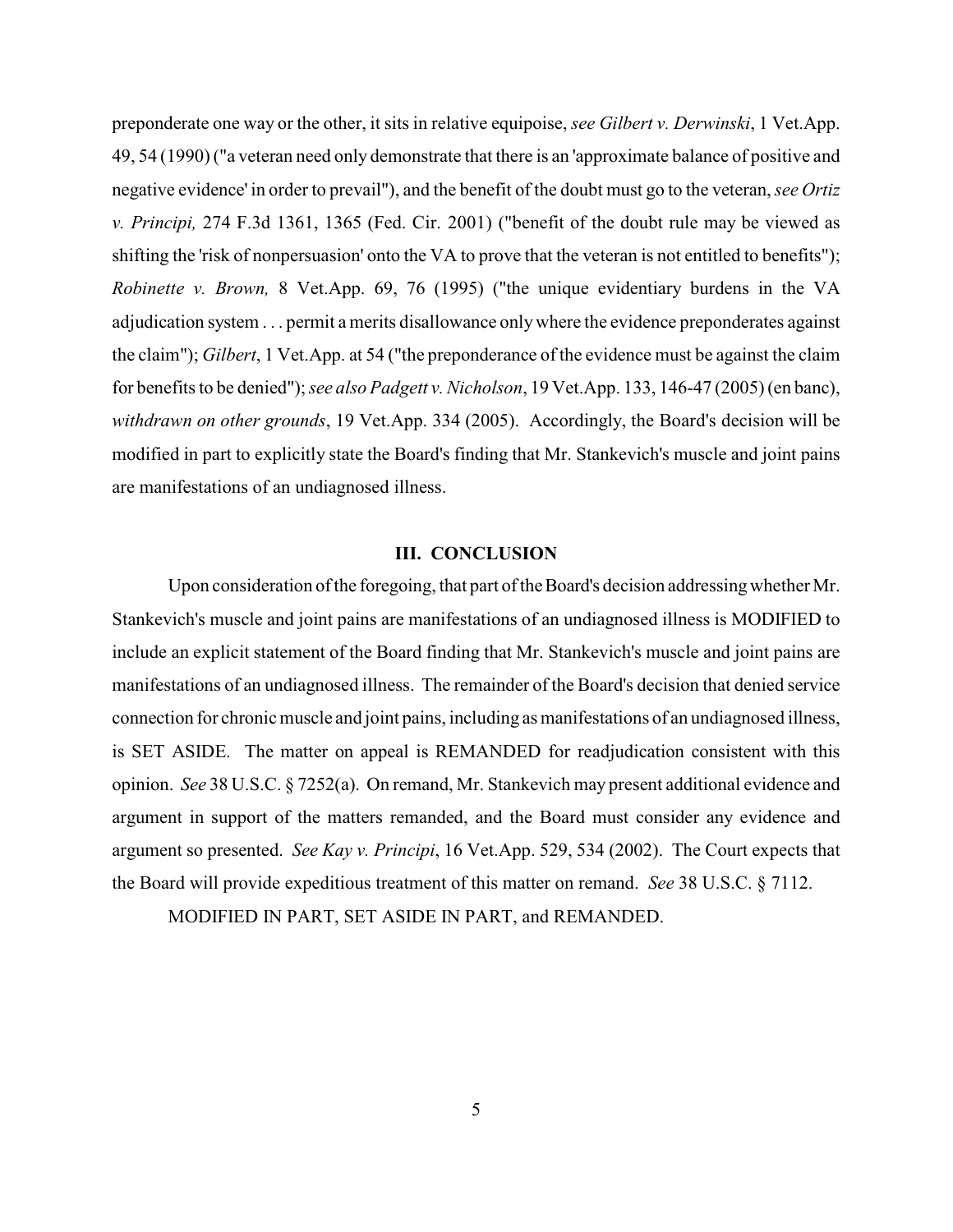preponderate one way or the other, it sits in relative equipoise, *see Gilbert v. Derwinski*, 1 Vet.App. 49, 54 (1990) ("a veteran need only demonstrate that there is an 'approximate balance of positive and negative evidence' in order to prevail"), and the benefit of the doubt must go to the veteran, *see Ortiz v. Principi,* 274 F.3d 1361, 1365 (Fed. Cir. 2001) ("benefit of the doubt rule may be viewed as shifting the 'risk of nonpersuasion' onto the VA to prove that the veteran is not entitled to benefits"); *Robinette v. Brown,* 8 Vet.App. 69, 76 (1995) ("the unique evidentiary burdens in the VA adjudication system . . . permit a merits disallowance only where the evidence preponderates against the claim"); *Gilbert*, 1 Vet.App. at 54 ("the preponderance of the evidence must be against the claim for benefits to be denied"); *see also Padgett v. Nicholson*, 19 Vet.App. 133, 146-47 (2005) (en banc), *withdrawn on other grounds*, 19 Vet.App. 334 (2005). Accordingly, the Board's decision will be modified in part to explicitly state the Board's finding that Mr. Stankevich's muscle and joint pains are manifestations of an undiagnosed illness.

## III. CONCLUSION

Upon consideration of the foregoing, that part of the Board's decision addressing whether Mr. Stankevich's muscle and joint pains are manifestations of an undiagnosed illness is MODIFIED to include an explicit statement of the Board finding that Mr. Stankevich's muscle and joint pains are manifestations of an undiagnosed illness. The remainder of the Board's decision that denied service connection for chronic muscle and joint pains, including as manifestations of an undiagnosed illness, is SET ASIDE. The matter on appeal is REMANDED for readjudication consistent with this opinion. *See* 38 U.S.C. § 7252(a). On remand, Mr. Stankevich may present additional evidence and argument in support of the matters remanded, and the Board must consider any evidence and argument so presented. *See Kay v. Principi*, 16 Vet.App. 529, 534 (2002). The Court expects that the Board will provide expeditious treatment of this matter on remand. *See* 38 U.S.C. § 7112.

MODIFIED IN PART, SET ASIDE IN PART, and REMANDED.